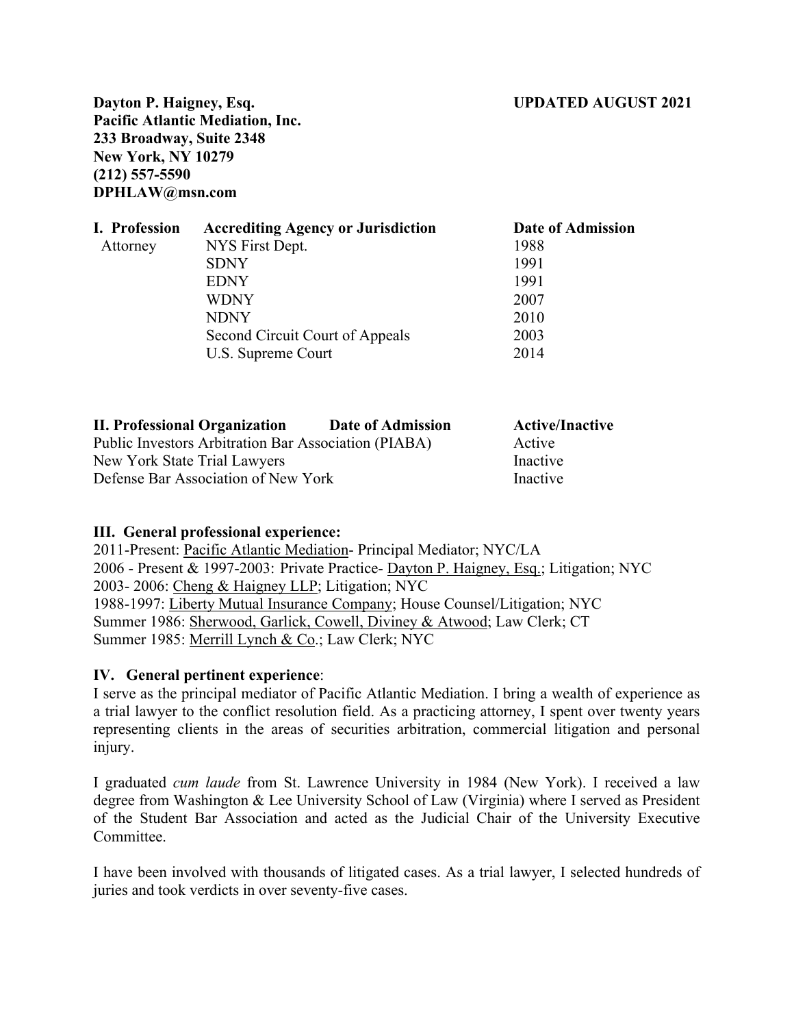**Dayton P. Haigney, Esq.**
**Pacific Atlantic Mediation, Inc.**
**233 Broadway, Suite 2348**
**New York, NY 10279**
**(212) 557-5590**
**DPHLAW@msn.com**

**UPDATED AUGUST 2021**

| **I. Profession** | **Accrediting Agency or Jurisdiction** | **Date of Admission** |
| --- | --- | --- |
| Attorney | NYS First Dept. | 1988 |
| | SDNY | 1991 |
| | EDNY | 1991 |
| | WDNY | 2007 |
| | NDNY | 2010 |
| | Second Circuit Court of Appeals | 2003 |
| | U.S. Supreme Court | 2014 |

| **II. Professional Organization** | **Date of Admission** | **Active/Inactive** |
| --- | --- | --- |
| Public Investors Arbitration Bar Association (PIABA) | | Active |
| New York State Trial Lawyers | | Inactive |
| Defense Bar Association of New York | | Inactive |

### III. General professional experience:

2011-Present: Pacific Atlantic Mediation- Principal Mediator; NYC/LA
2006 - Present & 1997-2003: Private Practice- Dayton P. Haigney, Esq.; Litigation; NYC
2003- 2006: Cheng & Haigney LLP; Litigation; NYC
1988-1997: Liberty Mutual Insurance Company; House Counsel/Litigation; NYC
Summer 1986: Sherwood, Garlick, Cowell, Diviney & Atwood; Law Clerk; CT
Summer 1985: Merrill Lynch & Co.; Law Clerk; NYC

### IV. General pertinent experience:

I serve as the principal mediator of Pacific Atlantic Mediation. I bring a wealth of experience as a trial lawyer to the conflict resolution field. As a practicing attorney, I spent over twenty years representing clients in the areas of securities arbitration, commercial litigation and personal injury.

I graduated *cum laude* from St. Lawrence University in 1984 (New York). I received a law degree from Washington & Lee University School of Law (Virginia) where I served as President of the Student Bar Association and acted as the Judicial Chair of the University Executive Committee.

I have been involved with thousands of litigated cases. As a trial lawyer, I selected hundreds of juries and took verdicts in over seventy-five cases.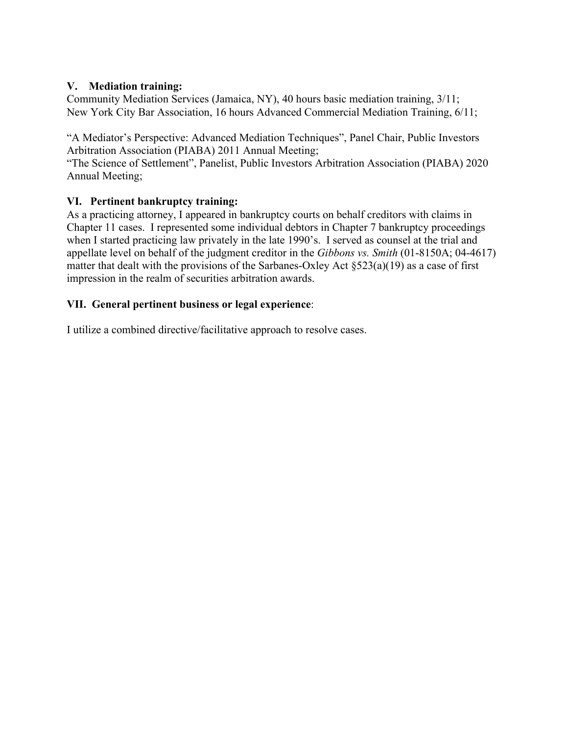### V. Mediation training:

Community Mediation Services (Jamaica, NY), 40 hours basic mediation training, 3/11;
New York City Bar Association, 16 hours Advanced Commercial Mediation Training, 6/11;

"A Mediator's Perspective: Advanced Mediation Techniques", Panel Chair, Public Investors Arbitration Association (PIABA) 2011 Annual Meeting;
"The Science of Settlement", Panelist, Public Investors Arbitration Association (PIABA) 2020 Annual Meeting;

### VI. Pertinent bankruptcy training:

As a practicing attorney, I appeared in bankruptcy courts on behalf creditors with claims in Chapter 11 cases. I represented some individual debtors in Chapter 7 bankruptcy proceedings when I started practicing law privately in the late 1990's. I served as counsel at the trial and appellate level on behalf of the judgment creditor in the *Gibbons vs. Smith* (01-8150A; 04-4617) matter that dealt with the provisions of the Sarbanes-Oxley Act §523(a)(19) as a case of first impression in the realm of securities arbitration awards.

### VII. General pertinent business or legal experience:

I utilize a combined directive/facilitative approach to resolve cases.